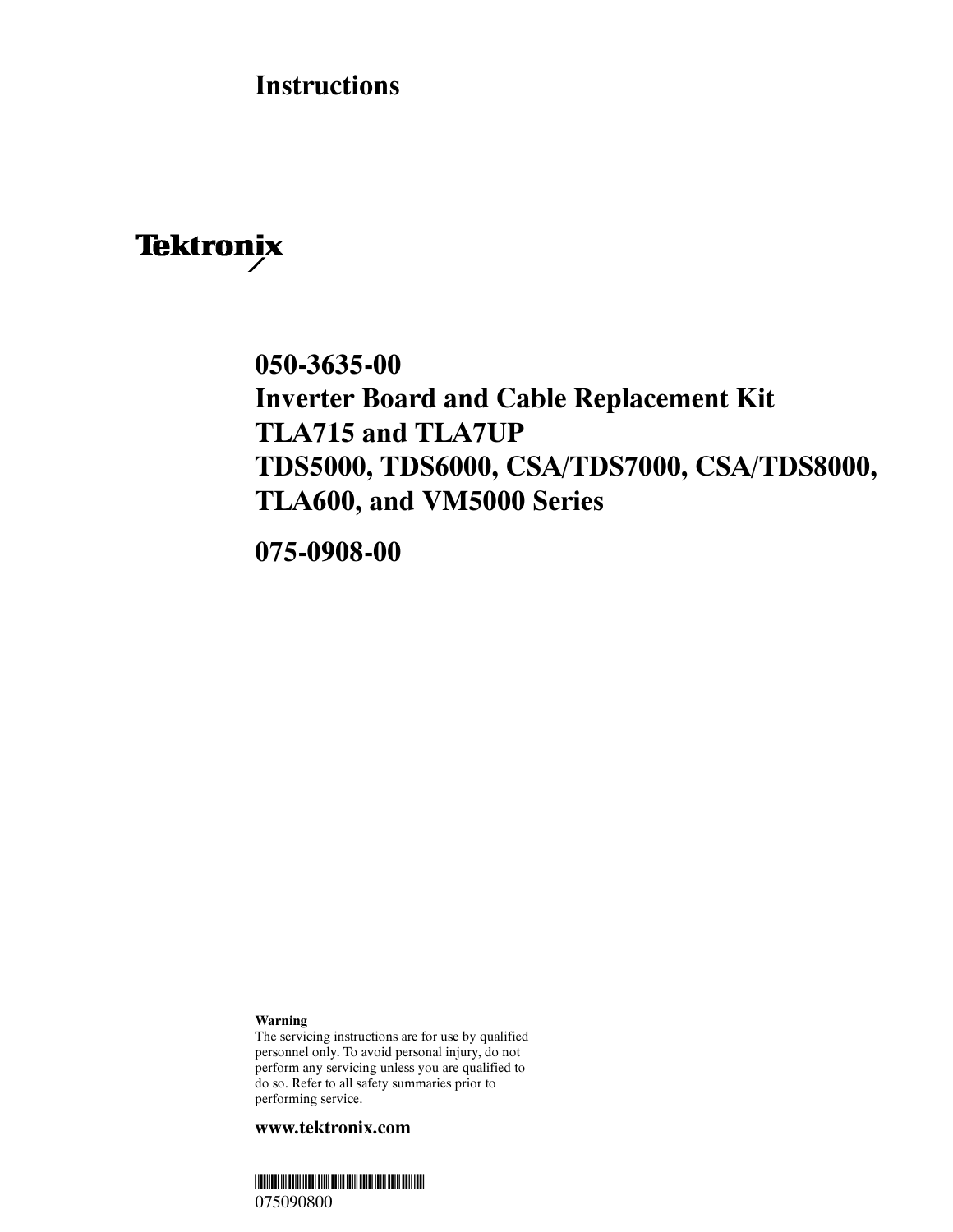# Instructions

Tektronix

## 050-3635-00
## Inverter Board and Cable Replacement Kit
## TLA715 and TLA7UP
## TDS5000, TDS6000, CSA/TDS7000, CSA/TDS8000, TLA600, and VM5000 Series

## 075-0908-00

**Warning**
The servicing instructions are for use by qualified personnel only. To avoid personal injury, do not perform any servicing unless you are qualified to do so. Refer to all safety summaries prior to performing service.

**www.tektronix.com**

075090800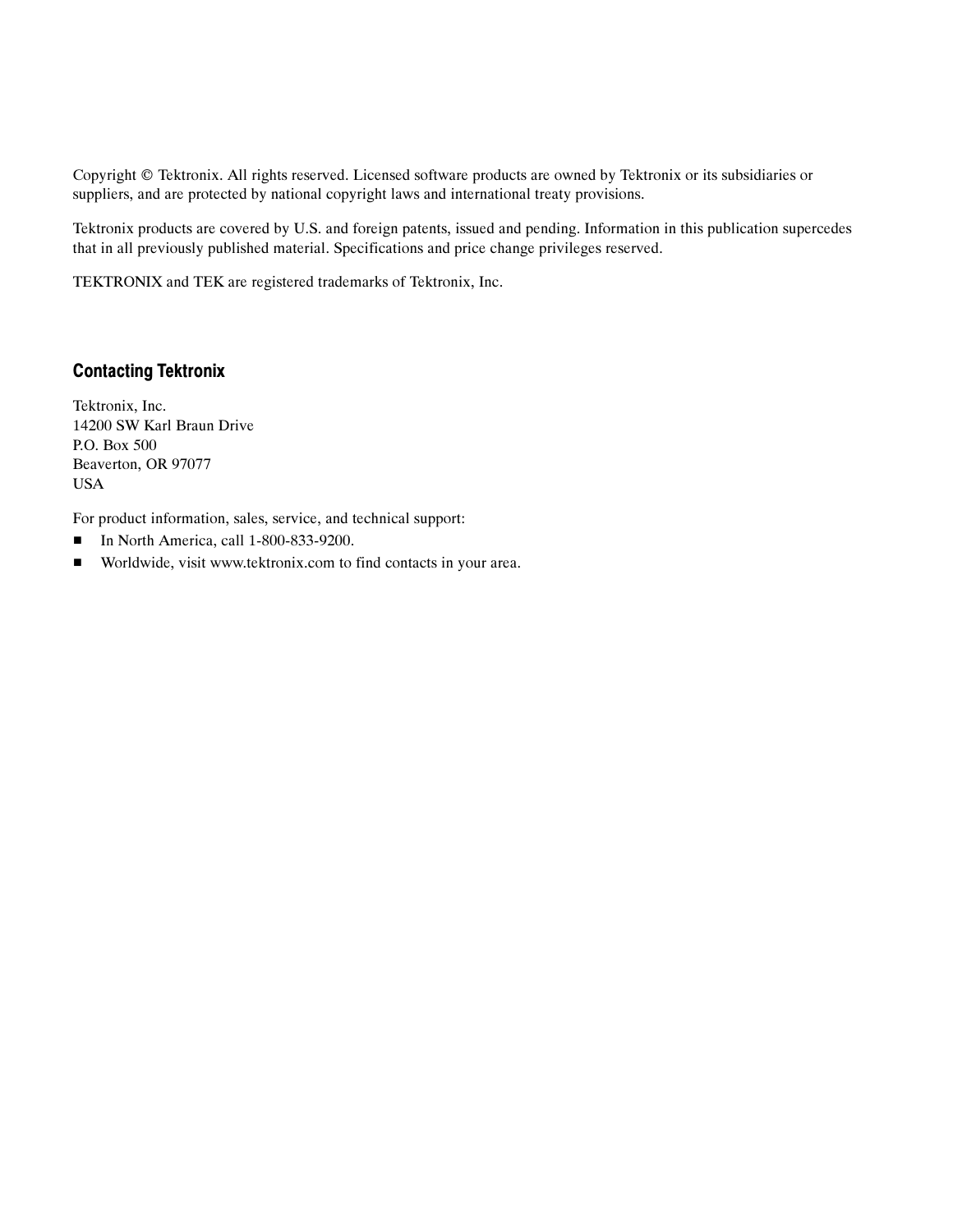Copyright © Tektronix. All rights reserved. Licensed software products are owned by Tektronix or its subsidiaries or suppliers, and are protected by national copyright laws and international treaty provisions.

Tektronix products are covered by U.S. and foreign patents, issued and pending. Information in this publication supercedes that in all previously published material. Specifications and price change privileges reserved.

TEKTRONIX and TEK are registered trademarks of Tektronix, Inc.

## Contacting Tektronix

Tektronix, Inc.
14200 SW Karl Braun Drive
P.O. Box 500
Beaverton, OR 97077
USA

For product information, sales, service, and technical support:

- In North America, call 1-800-833-9200.
- Worldwide, visit www.tektronix.com to find contacts in your area.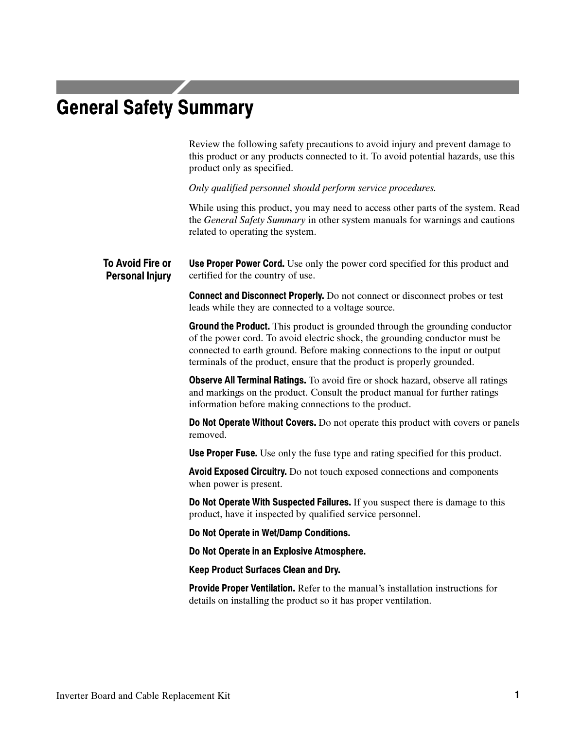# General Safety Summary

Review the following safety precautions to avoid injury and prevent damage to this product or any products connected to it. To avoid potential hazards, use this product only as specified.

*Only qualified personnel should perform service procedures.*

While using this product, you may need to access other parts of the system. Read the *General Safety Summary* in other system manuals for warnings and cautions related to operating the system.

## To Avoid Fire or Personal Injury

**Use Proper Power Cord.** Use only the power cord specified for this product and certified for the country of use.

**Connect and Disconnect Properly.** Do not connect or disconnect probes or test leads while they are connected to a voltage source.

**Ground the Product.** This product is grounded through the grounding conductor of the power cord. To avoid electric shock, the grounding conductor must be connected to earth ground. Before making connections to the input or output terminals of the product, ensure that the product is properly grounded.

**Observe All Terminal Ratings.** To avoid fire or shock hazard, observe all ratings and markings on the product. Consult the product manual for further ratings information before making connections to the product.

**Do Not Operate Without Covers.** Do not operate this product with covers or panels removed.

**Use Proper Fuse.** Use only the fuse type and rating specified for this product.

**Avoid Exposed Circuitry.** Do not touch exposed connections and components when power is present.

**Do Not Operate With Suspected Failures.** If you suspect there is damage to this product, have it inspected by qualified service personnel.

**Do Not Operate in Wet/Damp Conditions.**

**Do Not Operate in an Explosive Atmosphere.**

**Keep Product Surfaces Clean and Dry.**

**Provide Proper Ventilation.** Refer to the manual's installation instructions for details on installing the product so it has proper ventilation.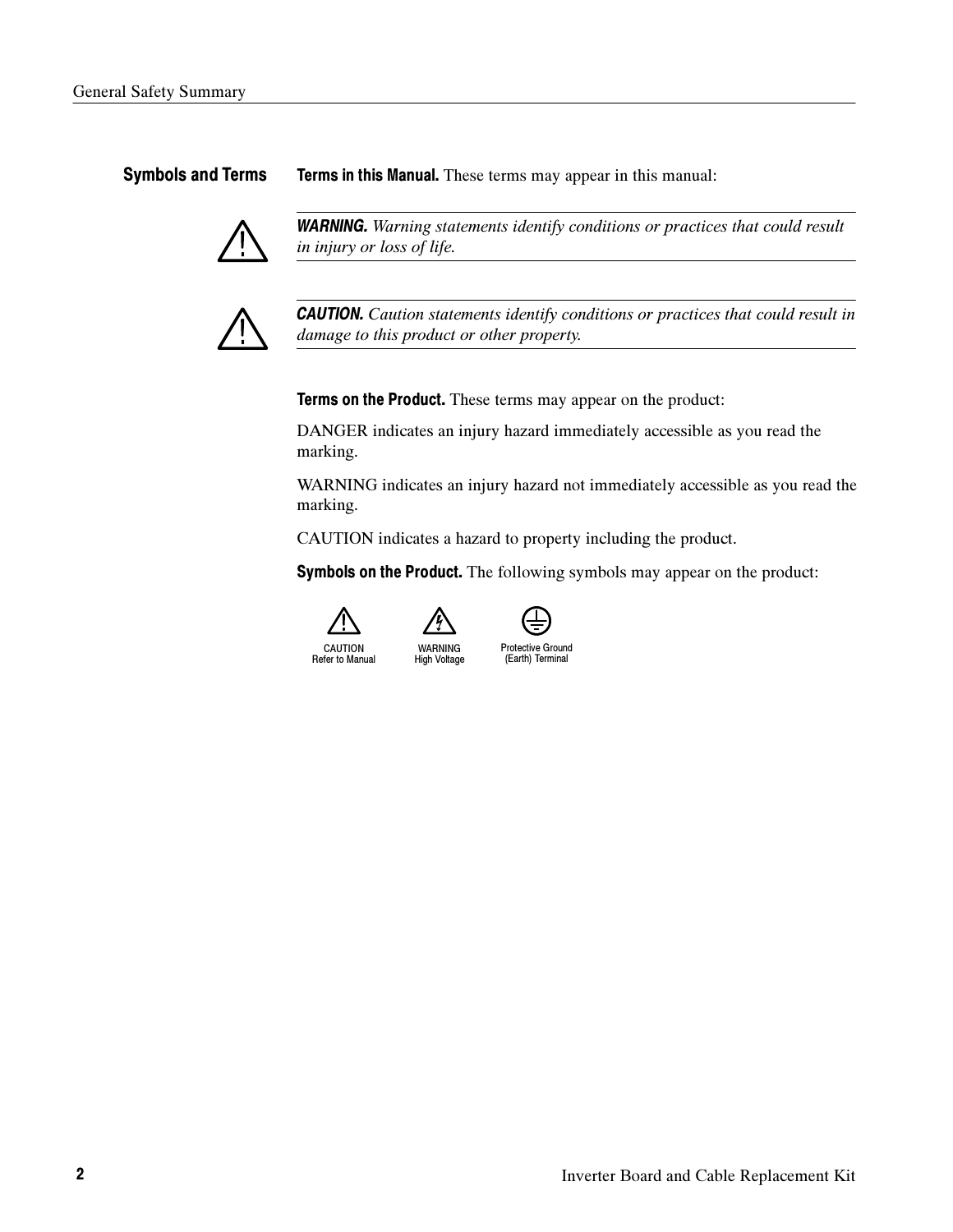## Symbols and Terms

**Terms in this Manual.** These terms may appear in this manual:

> ***WARNING.*** *Warning statements identify conditions or practices that could result in injury or loss of life.*

> ***CAUTION.*** *Caution statements identify conditions or practices that could result in damage to this product or other property.*

**Terms on the Product.** These terms may appear on the product:

DANGER indicates an injury hazard immediately accessible as you read the marking.

WARNING indicates an injury hazard not immediately accessible as you read the marking.

CAUTION indicates a hazard to property including the product.

**Symbols on the Product.** The following symbols may appear on the product:

CAUTION Refer to Manual

WARNING High Voltage

Protective Ground (Earth) Terminal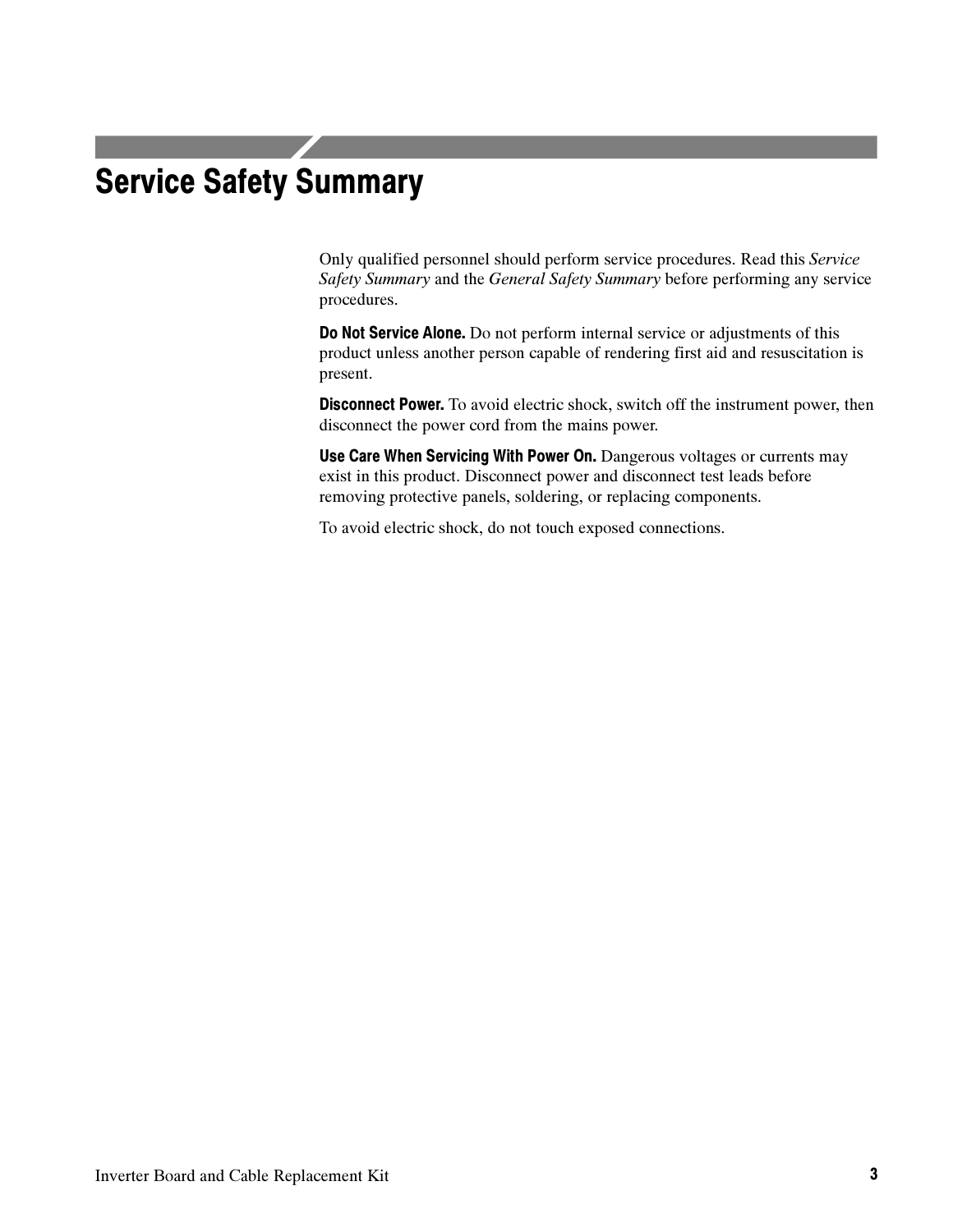# Service Safety Summary

Only qualified personnel should perform service procedures. Read this *Service Safety Summary* and the *General Safety Summary* before performing any service procedures.

**Do Not Service Alone.** Do not perform internal service or adjustments of this product unless another person capable of rendering first aid and resuscitation is present.

**Disconnect Power.** To avoid electric shock, switch off the instrument power, then disconnect the power cord from the mains power.

**Use Care When Servicing With Power On.** Dangerous voltages or currents may exist in this product. Disconnect power and disconnect test leads before removing protective panels, soldering, or replacing components.

To avoid electric shock, do not touch exposed connections.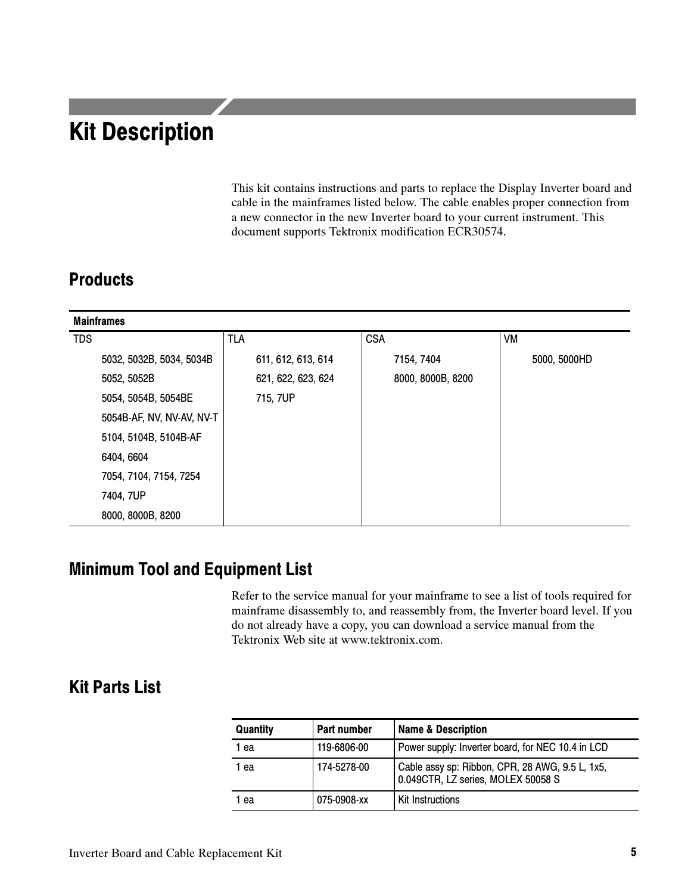# Kit Description

This kit contains instructions and parts to replace the Display Inverter board and cable in the mainframes listed below. The cable enables proper connection from a new connector in the new Inverter board to your current instrument. This document supports Tektronix modification ECR30574.

## Products

| Mainframes | | | |
|---|---|---|---|
| TDS | TLA | CSA | VM |
| 5032, 5032B, 5034, 5034B | 611, 612, 613, 614 | 7154, 7404 | 5000, 5000HD |
| 5052, 5052B | 621, 622, 623, 624 | 8000, 8000B, 8200 | |
| 5054, 5054B, 5054BE | 715, 7UP | | |
| 5054B-AF, NV, NV-AV, NV-T | | | |
| 5104, 5104B, 5104B-AF | | | |
| 6404, 6604 | | | |
| 7054, 7104, 7154, 7254 | | | |
| 7404, 7UP | | | |
| 8000, 8000B, 8200 | | | |

## Minimum Tool and Equipment List

Refer to the service manual for your mainframe to see a list of tools required for mainframe disassembly to, and reassembly from, the Inverter board level. If you do not already have a copy, you can download a service manual from the Tektronix Web site at www.tektronix.com.

## Kit Parts List

| Quantity | Part number | Name & Description |
|---|---|---|
| 1 ea | 119-6806-00 | Power supply: Inverter board, for NEC 10.4 in LCD |
| 1 ea | 174-5278-00 | Cable assy sp: Ribbon, CPR, 28 AWG, 9.5 L, 1x5, 0.049CTR, LZ series, MOLEX 50058 S |
| 1 ea | 075-0908-xx | Kit Instructions |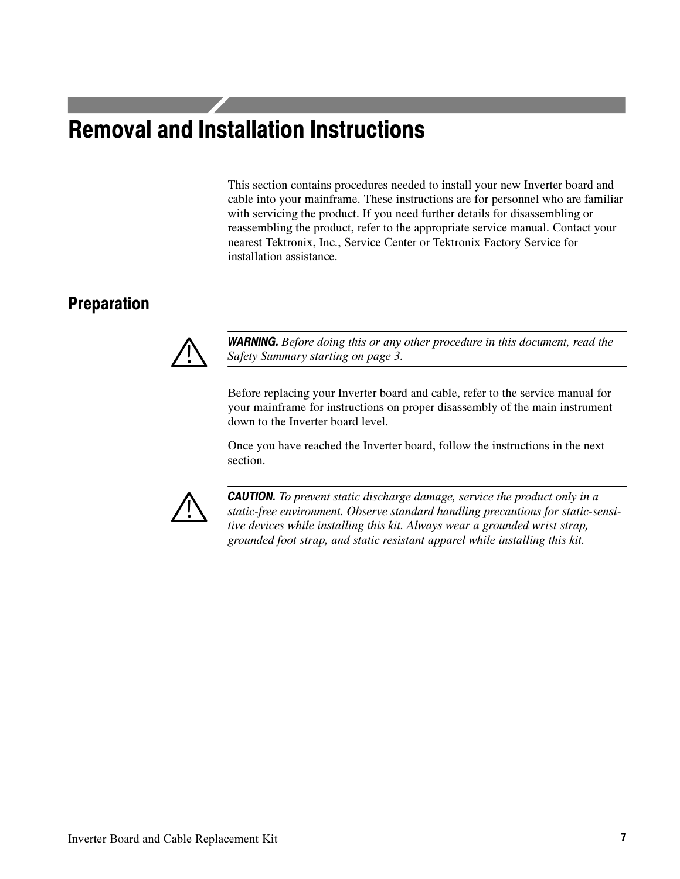# Removal and Installation Instructions

This section contains procedures needed to install your new Inverter board and cable into your mainframe. These instructions are for personnel who are familiar with servicing the product. If you need further details for disassembling or reassembling the product, refer to the appropriate service manual. Contact your nearest Tektronix, Inc., Service Center or Tektronix Factory Service for installation assistance.

## Preparation

***WARNING.*** *Before doing this or any other procedure in this document, read the Safety Summary starting on page 3.*

Before replacing your Inverter board and cable, refer to the service manual for your mainframe for instructions on proper disassembly of the main instrument down to the Inverter board level.

Once you have reached the Inverter board, follow the instructions in the next section.

***CAUTION.*** *To prevent static discharge damage, service the product only in a static-free environment. Observe standard handling precautions for static-sensitive devices while installing this kit. Always wear a grounded wrist strap, grounded foot strap, and static resistant apparel while installing this kit.*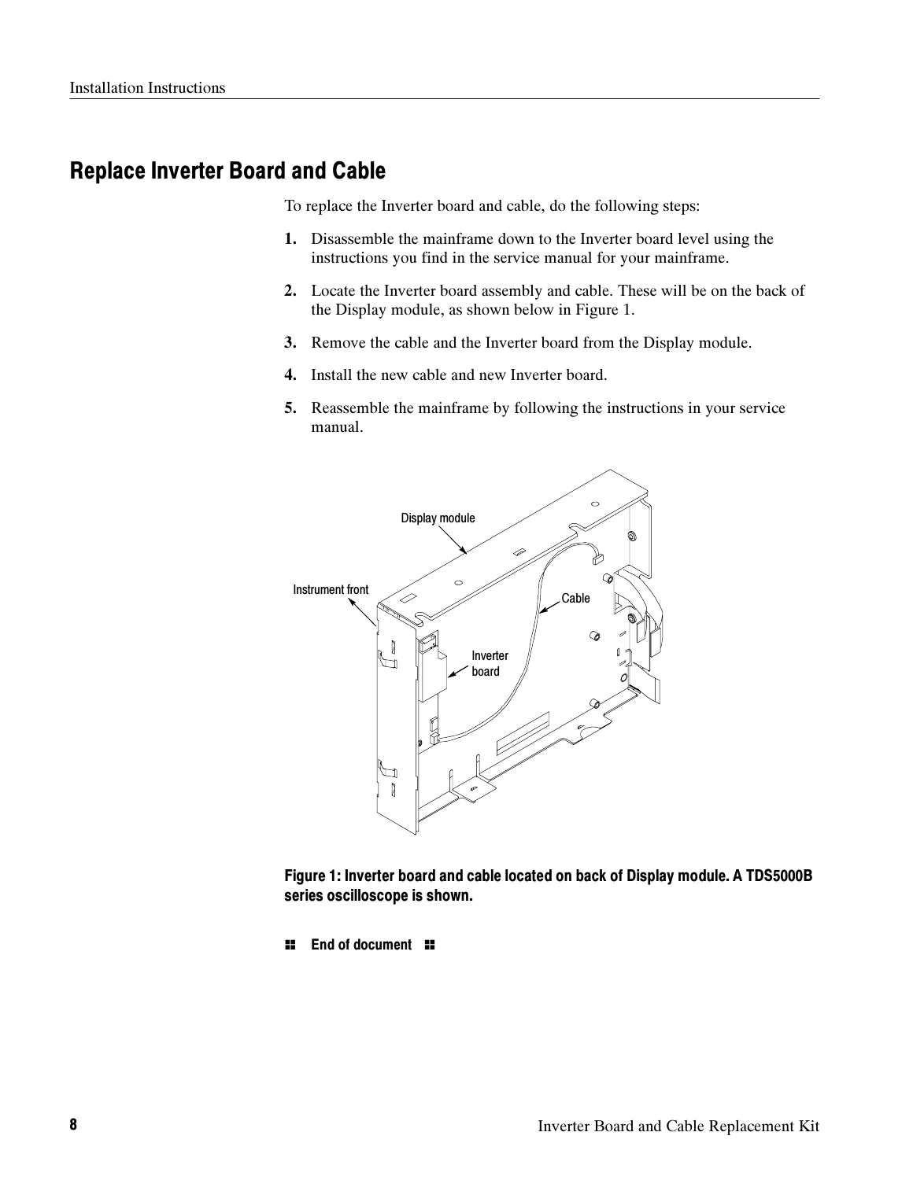## Replace Inverter Board and Cable

To replace the Inverter board and cable, do the following steps:

1. Disassemble the mainframe down to the Inverter board level using the instructions you find in the service manual for your mainframe.
2. Locate the Inverter board assembly and cable. These will be on the back of the Display module, as shown below in Figure 1.
3. Remove the cable and the Inverter board from the Display module.
4. Install the new cable and new Inverter board.
5. Reassemble the mainframe by following the instructions in your service manual.

Display module

Instrument front

Cable

Inverter board

**Figure 1: Inverter board and cable located on back of Display module. A TDS5000B series oscilloscope is shown.**

**End of document**